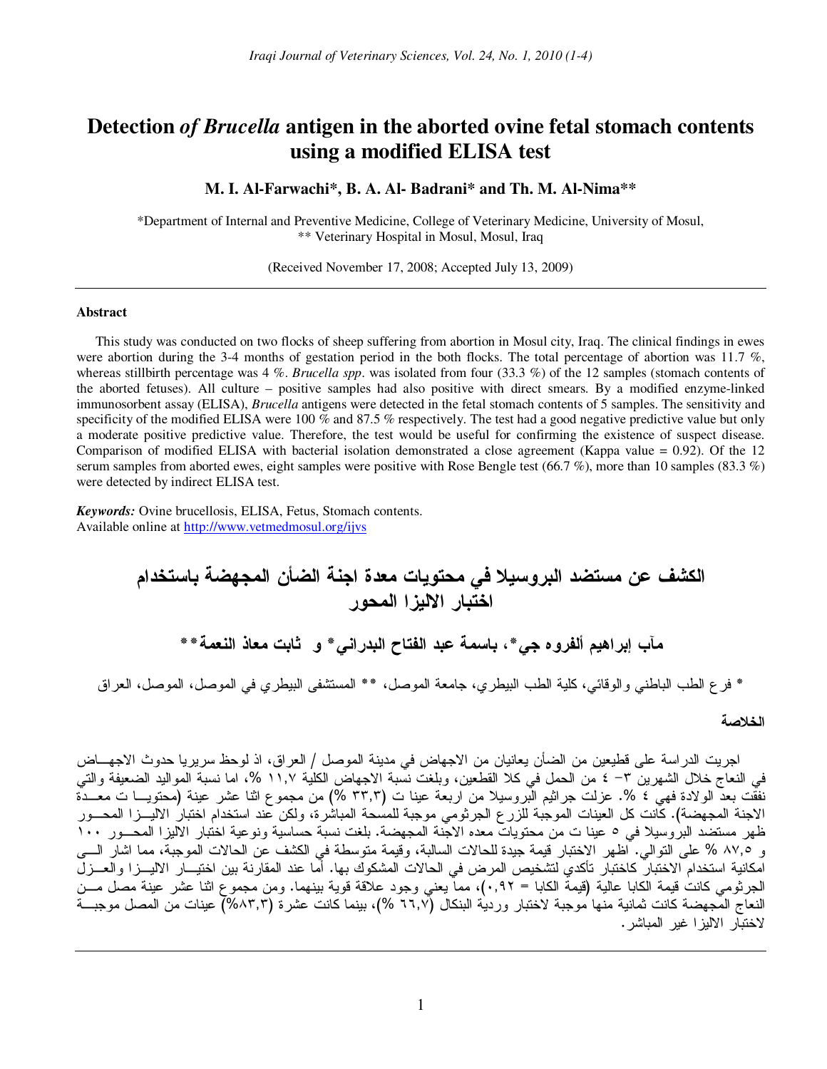# Detection *of Brucella* antigen in the aborted ovine fetal stomach contents using a modified ELISA test

**M. I. Al-Farwachi\*, B. A. Al- Badrani\* and Th. M. Al-Nima\*\***

\*Department of Internal and Preventive Medicine, College of Veterinary Medicine, University of Mosul,
\*\* Veterinary Hospital in Mosul, Mosul, Iraq

(Received November 17, 2008; Accepted July 13, 2009)

### Abstract

This study was conducted on two flocks of sheep suffering from abortion in Mosul city, Iraq. The clinical findings in ewes were abortion during the 3-4 months of gestation period in the both flocks. The total percentage of abortion was 11.7 %, whereas stillbirth percentage was 4 %. *Brucella spp*. was isolated from four (33.3 %) of the 12 samples (stomach contents of the aborted fetuses). All culture – positive samples had also positive with direct smears. By a modified enzyme-linked immunosorbent assay (ELISA), *Brucella* antigens were detected in the fetal stomach contents of 5 samples. The sensitivity and specificity of the modified ELISA were 100 % and 87.5 % respectively. The test had a good negative predictive value but only a moderate positive predictive value. Therefore, the test would be useful for confirming the existence of suspect disease. Comparison of modified ELISA with bacterial isolation demonstrated a close agreement (Kappa value = 0.92). Of the 12 serum samples from aborted ewes, eight samples were positive with Rose Bengle test (66.7 %), more than 10 samples (83.3 %) were detected by indirect ELISA test.

***Keywords:*** Ovine brucellosis, ELISA, Fetus, Stomach contents.
Available online at http://www.vetmedmosul.org/ijvs

# الكشف عن مستضد البروسيلا في محتويات معدة اجنة الضأن المجهضة باستخدام اختبار الاليزا المحور

**مآب إبراهيم ألفروه جي\*، باسمة عبد الفتاح البدراني\* و ثابت معاذ النعمة\*\***

\* فرع الطب الباطني والوقائي، كلية الطب البيطري، جامعة الموصل، \*\* المستشفى البيطري في الموصل، الموصل، العراق

### الخلاصة

اجريت الدراسة على قطيعين من الضأن يعانيان من الاجهاض في مدينة الموصل / العراق، اذ لوحظ سريريا حدوث الاجهاض في النعاج خلال الشهرين ٣- ٤ من الحمل في كلا القطعين، وبلغت نسبة الاجهاض الكلية ١١,٧ %، اما نسبة المواليد الضعيفة والتي نفقت بعد الولادة فهي ٤ %. عزلت جراثيم البروسيلا من اربعة عينا ت (٣٣,٣ %) من مجموع اثنا عشر عينة (محتويا ت معدة الاجنة المجهضة). كانت كل العينات الموجبة للزرع الجرثومي موجبة للمسحة المباشرة، ولكن عند استخدام اختبار الاليزا المحور ظهر مستضد البروسيلا في ٥ عينا ت من محتويات معده الاجنة المجهضة. بلغت نسبة حساسية ونوعية اختبار الاليزا المحور ١٠٠ و ٨٧,٥ % على التوالي. اظهر الاختبار قيمة جيدة للحالات السالبة، وقيمة متوسطة في الكشف عن الحالات الموجبة، مما اشار الى امكانية استخدام الاختبار كاختبار تأكدي لتشخيص المرض في الحالات المشكوك بها. أما عند المقارنة بين اختبار الاليزا والعزل الجرثومي كانت قيمة الكابا عالية (قيمة الكابا = ٠,٩٢)، مما يعني وجود علاقة قوية بينهما. ومن مجموع اثنا عشر عينة مصل من النعاج المجهضة كانت ثمانية منها موجبة لاختبار وردية البنكال (٦٦,٧ %)، بينما كانت عشرة (٨٣,٣%) عينات من المصل موجبة لاختبار الاليزا غير المباشر.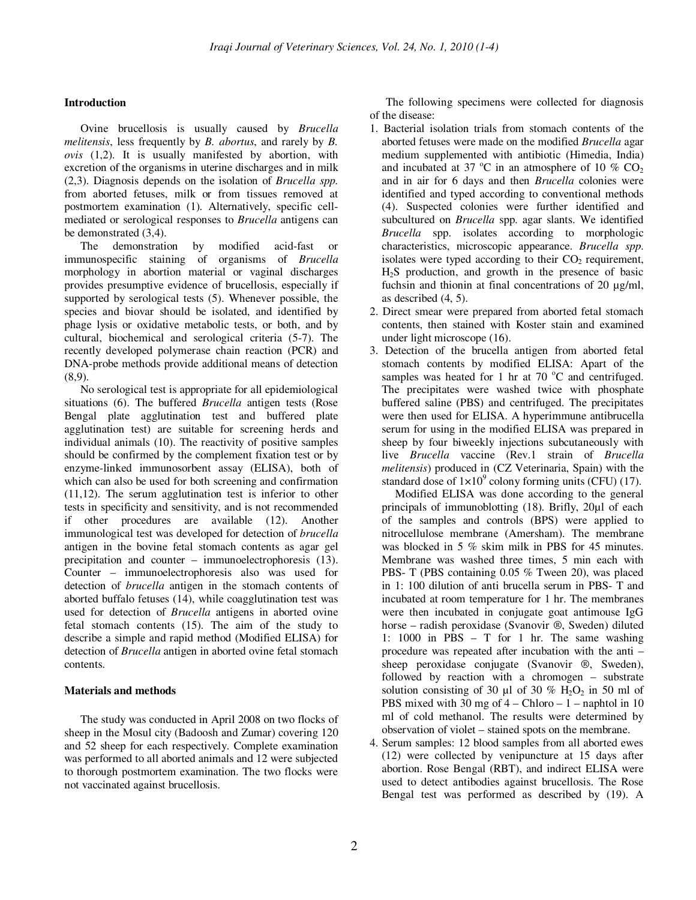## Introduction

Ovine brucellosis is usually caused by *Brucella melitensis*, less frequently by *B. abortus*, and rarely by *B. ovis* (1,2). It is usually manifested by abortion, with excretion of the organisms in uterine discharges and in milk (2,3). Diagnosis depends on the isolation of *Brucella spp.* from aborted fetuses, milk or from tissues removed at postmortem examination (1). Alternatively, specific cell-mediated or serological responses to *Brucella* antigens can be demonstrated (3,4).

The demonstration by modified acid-fast or immunospecific staining of organisms of *Brucella* morphology in abortion material or vaginal discharges provides presumptive evidence of brucellosis, especially if supported by serological tests (5). Whenever possible, the species and biovar should be isolated, and identified by phage lysis or oxidative metabolic tests, or both, and by cultural, biochemical and serological criteria (5-7). The recently developed polymerase chain reaction (PCR) and DNA-probe methods provide additional means of detection (8,9).

No serological test is appropriate for all epidemiological situations (6). The buffered *Brucella* antigen tests (Rose Bengal plate agglutination test and buffered plate agglutination test) are suitable for screening herds and individual animals (10). The reactivity of positive samples should be confirmed by the complement fixation test or by enzyme-linked immunosorbent assay (ELISA), both of which can also be used for both screening and confirmation (11,12). The serum agglutination test is inferior to other tests in specificity and sensitivity, and is not recommended if other procedures are available (12). Another immunological test was developed for detection of *brucella* antigen in the bovine fetal stomach contents as agar gel precipitation and counter – immunoelectrophoresis (13). Counter – immunoelectrophoresis also was used for detection of *brucella* antigen in the stomach contents of aborted buffalo fetuses (14), while coagglutination test was used for detection of *Brucella* antigens in aborted ovine fetal stomach contents (15). The aim of the study to describe a simple and rapid method (Modified ELISA) for detection of *Brucella* antigen in aborted ovine fetal stomach contents.

## Materials and methods

The study was conducted in April 2008 on two flocks of sheep in the Mosul city (Badoosh and Zumar) covering 120 and 52 sheep for each respectively. Complete examination was performed to all aborted animals and 12 were subjected to thorough postmortem examination. The two flocks were not vaccinated against brucellosis.

The following specimens were collected for diagnosis of the disease:

1. Bacterial isolation trials from stomach contents of the aborted fetuses were made on the modified *Brucella* agar medium supplemented with antibiotic (Himedia, India) and incubated at 37 °C in an atmosphere of 10 % $CO_2$ and in air for 6 days and then *Brucella* colonies were identified and typed according to conventional methods (4). Suspected colonies were further identified and subcultured on *Brucella* spp. agar slants. We identified *Brucella* spp. isolates according to morphologic characteristics, microscopic appearance. *Brucella spp.* isolates were typed according to their $CO_2$ requirement, $H_2S$ production, and growth in the presence of basic fuchsin and thionin at final concentrations of 20 µg/ml, as described (4, 5).
2. Direct smear were prepared from aborted fetal stomach contents, then stained with Koster stain and examined under light microscope (16).
3. Detection of the brucella antigen from aborted fetal stomach contents by modified ELISA: Apart of the samples was heated for 1 hr at 70 °C and centrifuged. The precipitates were washed twice with phosphate buffered saline (PBS) and centrifuged. The precipitates were then used for ELISA. A hyperimmune antibrucella serum for using in the modified ELISA was prepared in sheep by four biweekly injections subcutaneously with live *Brucella* vaccine (Rev.1 strain of *Brucella melitensis*) produced in (CZ Veterinaria, Spain) with the standard dose of $1\times10^9$ colony forming units (CFU) (17).

   Modified ELISA was done according to the general principals of immunoblotting (18). Brifly, 20µl of each of the samples and controls (BPS) were applied to nitrocellulose membrane (Amersham). The membrane was blocked in 5 % skim milk in PBS for 45 minutes. Membrane was washed three times, 5 min each with PBS- T (PBS containing 0.05 % Tween 20), was placed in 1: 100 dilution of anti brucella serum in PBS- T and incubated at room temperature for 1 hr. The membranes were then incubated in conjugate goat antimouse IgG horse – radish peroxidase (Svanovir ®, Sweden) diluted 1: 1000 in PBS – T for 1 hr. The same washing procedure was repeated after incubation with the anti – sheep peroxidase conjugate (Svanovir ®, Sweden), followed by reaction with a chromogen – substrate solution consisting of 30 µl of 30 % $H_2O_2$ in 50 ml of PBS mixed with 30 mg of 4 – Chloro – 1 – naphtol in 10 ml of cold methanol. The results were determined by observation of violet – stained spots on the membrane.
4. Serum samples: 12 blood samples from all aborted ewes (12) were collected by venipuncture at 15 days after abortion. Rose Bengal (RBT), and indirect ELISA were used to detect antibodies against brucellosis. The Rose Bengal test was performed as described by (19). A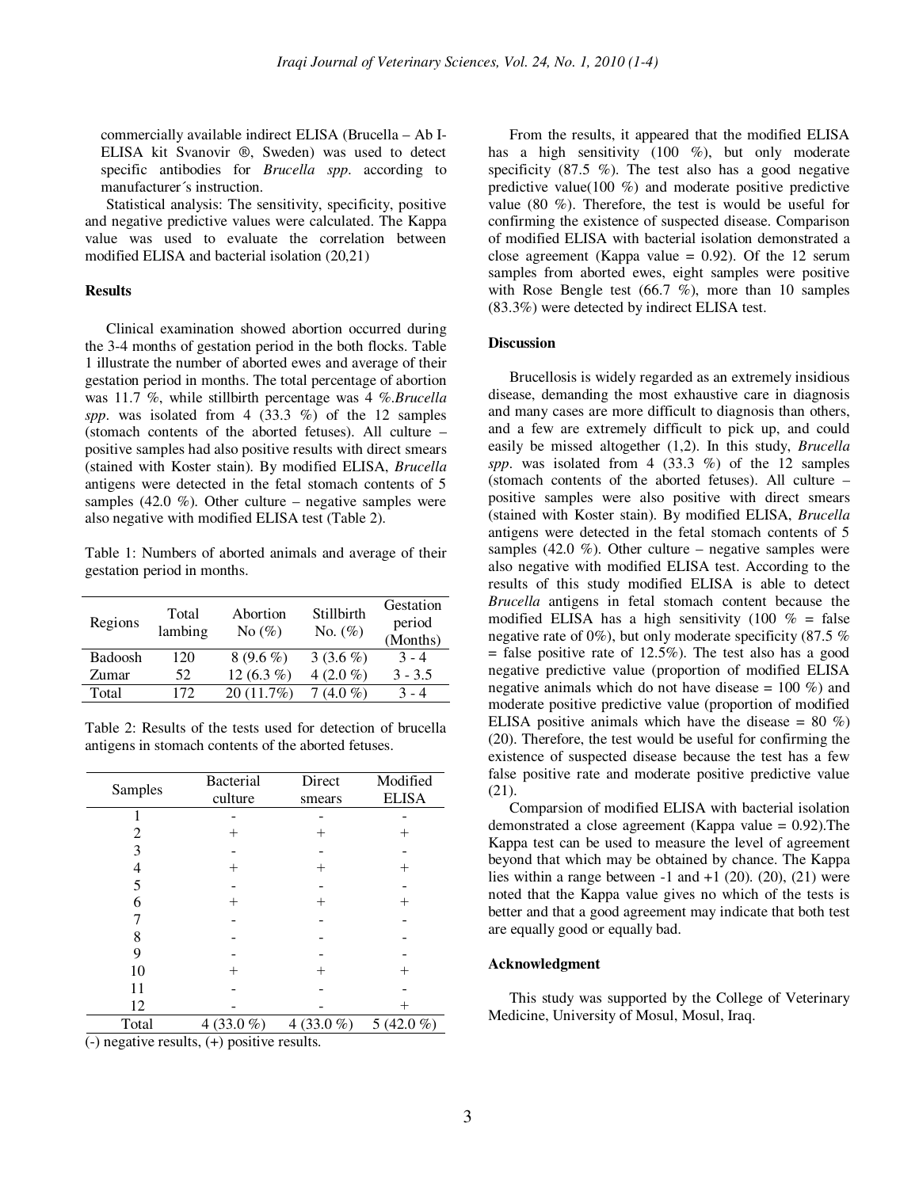commercially available indirect ELISA (Brucella – Ab I-ELISA kit Svanovir ®, Sweden) was used to detect specific antibodies for *Brucella spp*. according to manufacturer´s instruction.

Statistical analysis: The sensitivity, specificity, positive and negative predictive values were calculated. The Kappa value was used to evaluate the correlation between modified ELISA and bacterial isolation (20,21)

### Results

Clinical examination showed abortion occurred during the 3-4 months of gestation period in the both flocks. Table 1 illustrate the number of aborted ewes and average of their gestation period in months. The total percentage of abortion was 11.7 %, while stillbirth percentage was 4 %.*Brucella spp*. was isolated from 4 (33.3 %) of the 12 samples (stomach contents of the aborted fetuses). All culture – positive samples had also positive results with direct smears (stained with Koster stain). By modified ELISA, *Brucella* antigens were detected in the fetal stomach contents of 5 samples (42.0 %). Other culture – negative samples were also negative with modified ELISA test (Table 2).

Table 1: Numbers of aborted animals and average of their gestation period in months.

| Regions | Total lambing | Abortion No (%) | Stillbirth No. (%) | Gestation period (Months) |
|---|---|---|---|---|
| Badoosh | 120 | 8 (9.6 %) | 3 (3.6 %) | 3 - 4 |
| Zumar | 52 | 12 (6.3 %) | 4 (2.0 %) | 3 - 3.5 |
| Total | 172 | 20 (11.7%) | 7 (4.0 %) | 3 - 4 |

Table 2: Results of the tests used for detection of brucella antigens in stomach contents of the aborted fetuses.

| Samples | Bacterial culture | Direct smears | Modified ELISA |
|---|---|---|---|
| 1 | - | - | - |
| 2 | + | + | + |
| 3 | - | - | - |
| 4 | + | + | + |
| 5 | - | - | - |
| 6 | + | + | + |
| 7 | - | - | - |
| 8 | - | - | - |
| 9 | - | - | - |
| 10 | + | + | + |
| 11 | - | - | - |
| 12 | - | - | + |
| Total | 4 (33.0 %) | 4 (33.0 %) | 5 (42.0 %) |

(-) negative results, (+) positive results.

From the results, it appeared that the modified ELISA has a high sensitivity (100 %), but only moderate specificity (87.5 %). The test also has a good negative predictive value(100 %) and moderate positive predictive value (80 %). Therefore, the test is would be useful for confirming the existence of suspected disease. Comparison of modified ELISA with bacterial isolation demonstrated a close agreement (Kappa value = 0.92). Of the 12 serum samples from aborted ewes, eight samples were positive with Rose Bengle test (66.7 %), more than 10 samples (83.3%) were detected by indirect ELISA test.

### Discussion

Brucellosis is widely regarded as an extremely insidious disease, demanding the most exhaustive care in diagnosis and many cases are more difficult to diagnosis than others, and a few are extremely difficult to pick up, and could easily be missed altogether (1,2). In this study, *Brucella spp*. was isolated from 4 (33.3 %) of the 12 samples (stomach contents of the aborted fetuses). All culture – positive samples were also positive with direct smears (stained with Koster stain). By modified ELISA, *Brucella* antigens were detected in the fetal stomach contents of 5 samples (42.0 %). Other culture – negative samples were also negative with modified ELISA test. According to the results of this study modified ELISA is able to detect *Brucella* antigens in fetal stomach content because the modified ELISA has a high sensitivity (100 % = false negative rate of 0%), but only moderate specificity (87.5 % = false positive rate of 12.5%). The test also has a good negative predictive value (proportion of modified ELISA negative animals which do not have disease = 100 %) and moderate positive predictive value (proportion of modified ELISA positive animals which have the disease = 80 %) (20). Therefore, the test would be useful for confirming the existence of suspected disease because the test has a few false positive rate and moderate positive predictive value (21).

Comparsion of modified ELISA with bacterial isolation demonstrated a close agreement (Kappa value = 0.92).The Kappa test can be used to measure the level of agreement beyond that which may be obtained by chance. The Kappa lies within a range between -1 and +1 (20). (20), (21) were noted that the Kappa value gives no which of the tests is better and that a good agreement may indicate that both test are equally good or equally bad.

### Acknowledgment

This study was supported by the College of Veterinary Medicine, University of Mosul, Mosul, Iraq.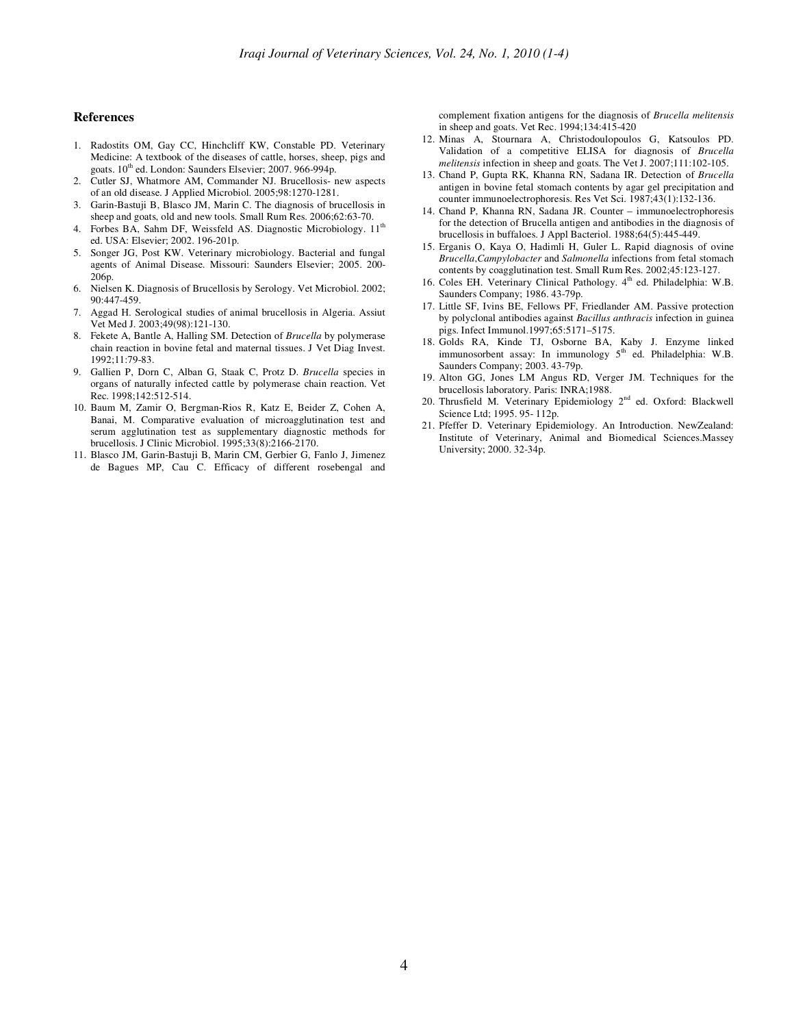## References

1. Radostits OM, Gay CC, Hinchcliff KW, Constable PD. Veterinary Medicine: A textbook of the diseases of cattle, horses, sheep, pigs and goats. 10th ed. London: Saunders Elsevier; 2007. 966-994p.
2. Cutler SJ, Whatmore AM, Commander NJ. Brucellosis- new aspects of an old disease. J Applied Microbiol. 2005;98:1270-1281.
3. Garin-Bastuji B, Blasco JM, Marin C. The diagnosis of brucellosis in sheep and goats, old and new tools. Small Rum Res. 2006;62:63-70.
4. Forbes BA, Sahm DF, Weissfeld AS. Diagnostic Microbiology. 11th ed. USA: Elsevier; 2002. 196-201p.
5. Songer JG, Post KW. Veterinary microbiology. Bacterial and fungal agents of Animal Disease. Missouri: Saunders Elsevier; 2005. 200-206p.
6. Nielsen K. Diagnosis of Brucellosis by Serology. Vet Microbiol. 2002; 90:447-459.
7. Aggad H. Serological studies of animal brucellosis in Algeria. Assiut Vet Med J. 2003;49(98):121-130.
8. Fekete A, Bantle A, Halling SM. Detection of *Brucella* by polymerase chain reaction in bovine fetal and maternal tissues. J Vet Diag Invest. 1992;11:79-83.
9. Gallien P, Dorn C, Alban G, Staak C, Protz D. *Brucella* species in organs of naturally infected cattle by polymerase chain reaction. Vet Rec. 1998;142:512-514.
10. Baum M, Zamir O, Bergman-Rios R, Katz E, Beider Z, Cohen A, Banai, M. Comparative evaluation of microagglutination test and serum agglutination test as supplementary diagnostic methods for brucellosis. J Clinic Microbiol. 1995;33(8):2166-2170.
11. Blasco JM, Garin-Bastuji B, Marin CM, Gerbier G, Fanlo J, Jimenez de Bagues MP, Cau C. Efficacy of different rosebengal and complement fixation antigens for the diagnosis of *Brucella melitensis* in sheep and goats. Vet Rec. 1994;134:415-420
12. Minas A, Stournara A, Christodoulopoulos G, Katsoulos PD. Validation of a competitive ELISA for diagnosis of *Brucella melitensis* infection in sheep and goats. The Vet J. 2007;111:102-105.
13. Chand P, Gupta RK, Khanna RN, Sadana IR. Detection of *Brucella* antigen in bovine fetal stomach contents by agar gel precipitation and counter immunoelectrophoresis. Res Vet Sci. 1987;43(1):132-136.
14. Chand P, Khanna RN, Sadana JR. Counter – immunoelectrophoresis for the detection of Brucella antigen and antibodies in the diagnosis of brucellosis in buffaloes. J Appl Bacteriol. 1988;64(5):445-449.
15. Erganis O, Kaya O, Hadimli H, Guler L. Rapid diagnosis of ovine *Brucella*,*Campylobacter* and *Salmonella* infections from fetal stomach contents by coagglutination test. Small Rum Res. 2002;45:123-127.
16. Coles EH. Veterinary Clinical Pathology. 4th ed. Philadelphia: W.B. Saunders Company; 1986. 43-79p.
17. Little SF, Ivins BE, Fellows PF, Friedlander AM. Passive protection by polyclonal antibodies against *Bacillus anthracis* infection in guinea pigs. Infect Immunol.1997;65:5171–5175.
18. Golds RA, Kinde TJ, Osborne BA, Kaby J. Enzyme linked immunosorbent assay: In immunology 5th ed. Philadelphia: W.B. Saunders Company; 2003. 43-79p.
19. Alton GG, Jones LM Angus RD, Verger JM. Techniques for the brucellosis laboratory. Paris: INRA;1988.
20. Thrusfield M. Veterinary Epidemiology 2nd ed. Oxford: Blackwell Science Ltd; 1995. 95- 112p.
21. Pfeffer D. Veterinary Epidemiology. An Introduction. NewZealand: Institute of Veterinary, Animal and Biomedical Sciences.Massey University; 2000. 32-34p.